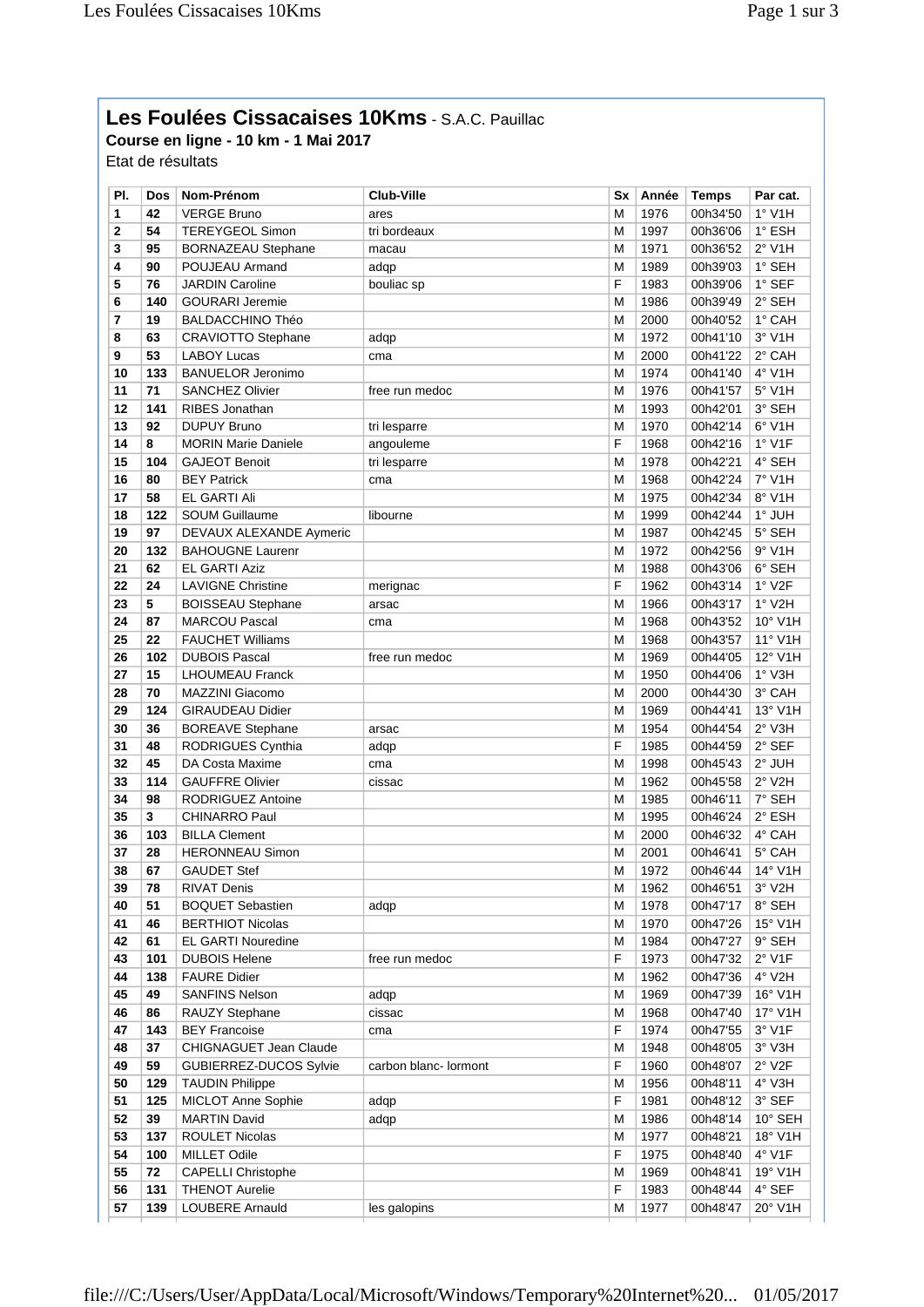# Les Foulées Cissacaises 10Kms - S.A.C. Pauillac

**Course en ligne - 10 km - 1 Mai 2017**

Etat de résultats

| Pl. | Dos | Nom-Prénom | Club-Ville | Sx | Année | Temps | Par cat. |
|---|---|---|---|---|---|---|---|
| 1 | 42 | VERGE Bruno | ares | M | 1976 | 00h34'50 | 1° V1H |
| 2 | 54 | TEREYGEOL Simon | tri bordeaux | M | 1997 | 00h36'06 | 1° ESH |
| 3 | 95 | BORNAZEAU Stephane | macau | M | 1971 | 00h36'52 | 2° V1H |
| 4 | 90 | POUJEAU Armand | adqp | M | 1989 | 00h39'03 | 1° SEH |
| 5 | 76 | JARDIN Caroline | bouliac sp | F | 1983 | 00h39'06 | 1° SEF |
| 6 | 140 | GOURARI Jeremie | | M | 1986 | 00h39'49 | 2° SEH |
| 7 | 19 | BALDACCHINO Théo | | M | 2000 | 00h40'52 | 1° CAH |
| 8 | 63 | CRAVIOTTO Stephane | adqp | M | 1972 | 00h41'10 | 3° V1H |
| 9 | 53 | LABOY Lucas | cma | M | 2000 | 00h41'22 | 2° CAH |
| 10 | 133 | BANUELOR Jeronimo | | M | 1974 | 00h41'40 | 4° V1H |
| 11 | 71 | SANCHEZ Olivier | free run medoc | M | 1976 | 00h41'57 | 5° V1H |
| 12 | 141 | RIBES Jonathan | | M | 1993 | 00h42'01 | 3° SEH |
| 13 | 92 | DUPUY Bruno | tri lesparre | M | 1970 | 00h42'14 | 6° V1H |
| 14 | 8 | MORIN Marie Daniele | angouleme | F | 1968 | 00h42'16 | 1° V1F |
| 15 | 104 | GAJEOT Benoit | tri lesparre | M | 1978 | 00h42'21 | 4° SEH |
| 16 | 80 | BEY Patrick | cma | M | 1968 | 00h42'24 | 7° V1H |
| 17 | 58 | EL GARTI Ali | | M | 1975 | 00h42'34 | 8° V1H |
| 18 | 122 | SOUM Guillaume | libourne | M | 1999 | 00h42'44 | 1° JUH |
| 19 | 97 | DEVAUX ALEXANDE Aymeric | | M | 1987 | 00h42'45 | 5° SEH |
| 20 | 132 | BAHOUGNE Laurenr | | M | 1972 | 00h42'56 | 9° V1H |
| 21 | 62 | EL GARTI Aziz | | M | 1988 | 00h43'06 | 6° SEH |
| 22 | 24 | LAVIGNE Christine | merignac | F | 1962 | 00h43'14 | 1° V2F |
| 23 | 5 | BOISSEAU Stephane | arsac | M | 1966 | 00h43'17 | 1° V2H |
| 24 | 87 | MARCOU Pascal | cma | M | 1968 | 00h43'52 | 10° V1H |
| 25 | 22 | FAUCHET Williams | | M | 1968 | 00h43'57 | 11° V1H |
| 26 | 102 | DUBOIS Pascal | free run medoc | M | 1969 | 00h44'05 | 12° V1H |
| 27 | 15 | LHOUMEAU Franck | | M | 1950 | 00h44'06 | 1° V3H |
| 28 | 70 | MAZZINI Giacomo | | M | 2000 | 00h44'30 | 3° CAH |
| 29 | 124 | GIRAUDEAU Didier | | M | 1969 | 00h44'41 | 13° V1H |
| 30 | 36 | BOREAVE Stephane | arsac | M | 1954 | 00h44'54 | 2° V3H |
| 31 | 48 | RODRIGUES Cynthia | adqp | F | 1985 | 00h44'59 | 2° SEF |
| 32 | 45 | DA Costa Maxime | cma | M | 1998 | 00h45'43 | 2° JUH |
| 33 | 114 | GAUFFRE Olivier | cissac | M | 1962 | 00h45'58 | 2° V2H |
| 34 | 98 | RODRIGUEZ Antoine | | M | 1985 | 00h46'11 | 7° SEH |
| 35 | 3 | CHINARRO Paul | | M | 1995 | 00h46'24 | 2° ESH |
| 36 | 103 | BILLA Clement | | M | 2000 | 00h46'32 | 4° CAH |
| 37 | 28 | HERONNEAU Simon | | M | 2001 | 00h46'41 | 5° CAH |
| 38 | 67 | GAUDET Stef | | M | 1972 | 00h46'44 | 14° V1H |
| 39 | 78 | RIVAT Denis | | M | 1962 | 00h46'51 | 3° V2H |
| 40 | 51 | BOQUET Sebastien | adqp | M | 1978 | 00h47'17 | 8° SEH |
| 41 | 46 | BERTHIOT Nicolas | | M | 1970 | 00h47'26 | 15° V1H |
| 42 | 61 | EL GARTI Nouredine | | M | 1984 | 00h47'27 | 9° SEH |
| 43 | 101 | DUBOIS Helene | free run medoc | F | 1973 | 00h47'32 | 2° V1F |
| 44 | 138 | FAURE Didier | | M | 1962 | 00h47'36 | 4° V2H |
| 45 | 49 | SANFINS Nelson | adqp | M | 1969 | 00h47'39 | 16° V1H |
| 46 | 86 | RAUZY Stephane | cissac | M | 1968 | 00h47'40 | 17° V1H |
| 47 | 143 | BEY Francoise | cma | F | 1974 | 00h47'55 | 3° V1F |
| 48 | 37 | CHIGNAGUET Jean Claude | | M | 1948 | 00h48'05 | 3° V3H |
| 49 | 59 | GUBIERREZ-DUCOS Sylvie | carbon blanc- lormont | F | 1960 | 00h48'07 | 2° V2F |
| 50 | 129 | TAUDIN Philippe | | M | 1956 | 00h48'11 | 4° V3H |
| 51 | 125 | MICLOT Anne Sophie | adqp | F | 1981 | 00h48'12 | 3° SEF |
| 52 | 39 | MARTIN David | adqp | M | 1986 | 00h48'14 | 10° SEH |
| 53 | 137 | ROULET Nicolas | | M | 1977 | 00h48'21 | 18° V1H |
| 54 | 100 | MILLET Odile | | F | 1975 | 00h48'40 | 4° V1F |
| 55 | 72 | CAPELLI Christophe | | M | 1969 | 00h48'41 | 19° V1H |
| 56 | 131 | THENOT Aurelie | | F | 1983 | 00h48'44 | 4° SEF |
| 57 | 139 | LOUBERE Arnauld | les galopins | M | 1977 | 00h48'47 | 20° V1H |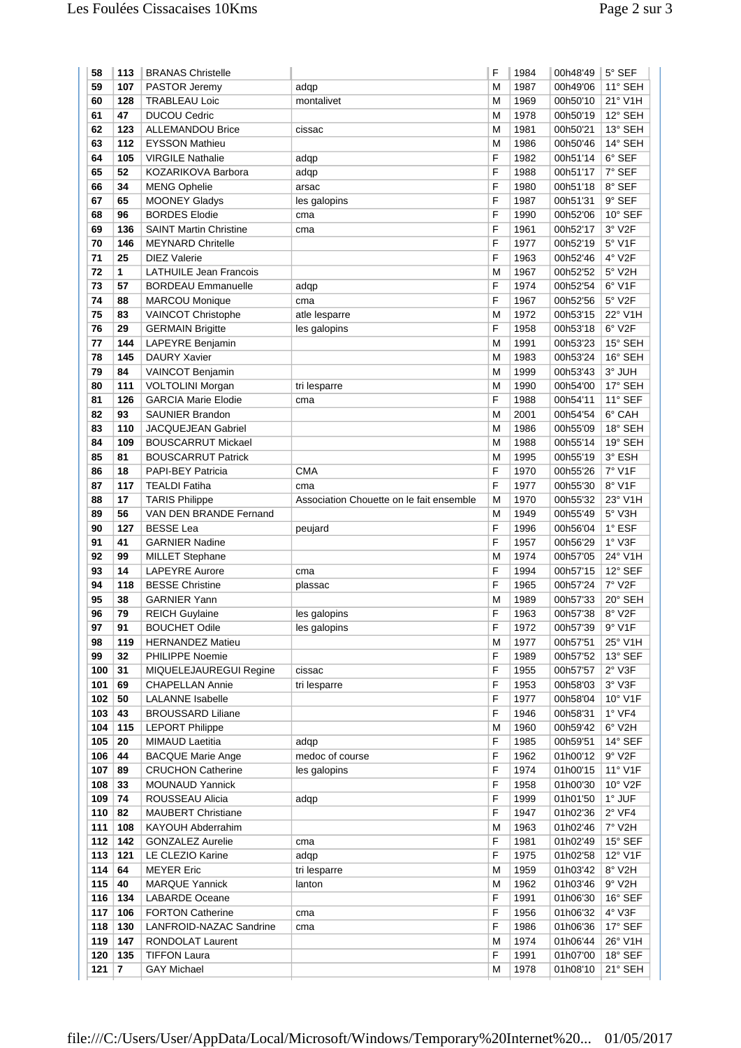| 58 | 113 | BRANAS Christelle | | F | 1984 | 00h48'49 | 5° SEF |
|---|---|---|---|---|---|---|---|
| 59 | 107 | PASTOR Jeremy | adqp | M | 1987 | 00h49'06 | 11° SEH |
| 60 | 128 | TRABLEAU Loic | montalivet | M | 1969 | 00h50'10 | 21° V1H |
| 61 | 47 | DUCOU Cedric | | M | 1978 | 00h50'19 | 12° SEH |
| 62 | 123 | ALLEMANDOU Brice | cissac | M | 1981 | 00h50'21 | 13° SEH |
| 63 | 112 | EYSSON Mathieu | | M | 1986 | 00h50'46 | 14° SEH |
| 64 | 105 | VIRGILE Nathalie | adqp | F | 1982 | 00h51'14 | 6° SEF |
| 65 | 52 | KOZARIKOVA Barbora | adqp | F | 1988 | 00h51'17 | 7° SEF |
| 66 | 34 | MENG Ophelie | arsac | F | 1980 | 00h51'18 | 8° SEF |
| 67 | 65 | MOONEY Gladys | les galopins | F | 1987 | 00h51'31 | 9° SEF |
| 68 | 96 | BORDES Elodie | cma | F | 1990 | 00h52'06 | 10° SEF |
| 69 | 136 | SAINT Martin Christine | cma | F | 1961 | 00h52'17 | 3° V2F |
| 70 | 146 | MEYNARD Chritelle | | F | 1977 | 00h52'19 | 5° V1F |
| 71 | 25 | DIEZ Valerie | | F | 1963 | 00h52'46 | 4° V2F |
| 72 | 1 | LATHUILE Jean Francois | | M | 1967 | 00h52'52 | 5° V2H |
| 73 | 57 | BORDEAU Emmanuelle | adqp | F | 1974 | 00h52'54 | 6° V1F |
| 74 | 88 | MARCOU Monique | cma | F | 1967 | 00h52'56 | 5° V2F |
| 75 | 83 | VAINCOT Christophe | atle lesparre | M | 1972 | 00h53'15 | 22° V1H |
| 76 | 29 | GERMAIN Brigitte | les galopins | F | 1958 | 00h53'18 | 6° V2F |
| 77 | 144 | LAPEYRE Benjamin | | M | 1991 | 00h53'23 | 15° SEH |
| 78 | 145 | DAURY Xavier | | M | 1983 | 00h53'24 | 16° SEH |
| 79 | 84 | VAINCOT Benjamin | | M | 1999 | 00h53'43 | 3° JUH |
| 80 | 111 | VOLTOLINI Morgan | tri lesparre | M | 1990 | 00h54'00 | 17° SEH |
| 81 | 126 | GARCIA Marie Elodie | cma | F | 1988 | 00h54'11 | 11° SEF |
| 82 | 93 | SAUNIER Brandon | | M | 2001 | 00h54'54 | 6° CAH |
| 83 | 110 | JACQUEJEAN Gabriel | | M | 1986 | 00h55'09 | 18° SEH |
| 84 | 109 | BOUSCARRUT Mickael | | M | 1988 | 00h55'14 | 19° SEH |
| 85 | 81 | BOUSCARRUT Patrick | | M | 1995 | 00h55'19 | 3° ESH |
| 86 | 18 | PAPI-BEY Patricia | CMA | F | 1970 | 00h55'26 | 7° V1F |
| 87 | 117 | TEALDI Fatiha | cma | F | 1977 | 00h55'30 | 8° V1F |
| 88 | 17 | TARIS Philippe | Association Chouette on le fait ensemble | M | 1970 | 00h55'32 | 23° V1H |
| 89 | 56 | VAN DEN BRANDE Fernand | | M | 1949 | 00h55'49 | 5° V3H |
| 90 | 127 | BESSE Lea | peujard | F | 1996 | 00h56'04 | 1° ESF |
| 91 | 41 | GARNIER Nadine | | F | 1957 | 00h56'29 | 1° V3F |
| 92 | 99 | MILLET Stephane | | M | 1974 | 00h57'05 | 24° V1H |
| 93 | 14 | LAPEYRE Aurore | cma | F | 1994 | 00h57'15 | 12° SEF |
| 94 | 118 | BESSE Christine | plassac | F | 1965 | 00h57'24 | 7° V2F |
| 95 | 38 | GARNIER Yann | | M | 1989 | 00h57'33 | 20° SEH |
| 96 | 79 | REICH Guylaine | les galopins | F | 1963 | 00h57'38 | 8° V2F |
| 97 | 91 | BOUCHET Odile | les galopins | F | 1972 | 00h57'39 | 9° V1F |
| 98 | 119 | HERNANDEZ Matieu | | M | 1977 | 00h57'51 | 25° V1H |
| 99 | 32 | PHILIPPE Noemie | | F | 1989 | 00h57'52 | 13° SEF |
| 100 | 31 | MIQUELEJAUREGUI Regine | cissac | F | 1955 | 00h57'57 | 2° V3F |
| 101 | 69 | CHAPELLAN Annie | tri lesparre | F | 1953 | 00h58'03 | 3° V3F |
| 102 | 50 | LALANNE Isabelle | | F | 1977 | 00h58'04 | 10° V1F |
| 103 | 43 | BROUSSARD Liliane | | F | 1946 | 00h58'31 | 1° VF4 |
| 104 | 115 | LEPORT Philippe | | M | 1960 | 00h59'42 | 6° V2H |
| 105 | 20 | MIMAUD Laetitia | adqp | F | 1985 | 00h59'51 | 14° SEF |
| 106 | 44 | BACQUE Marie Ange | medoc of course | F | 1962 | 01h00'12 | 9° V2F |
| 107 | 89 | CRUCHON Catherine | les galopins | F | 1974 | 01h00'15 | 11° V1F |
| 108 | 33 | MOUNAUD Yannick | | F | 1958 | 01h00'30 | 10° V2F |
| 109 | 74 | ROUSSEAU Alicia | adqp | F | 1999 | 01h01'50 | 1° JUF |
| 110 | 82 | MAUBERT Christiane | | F | 1947 | 01h02'36 | 2° VF4 |
| 111 | 108 | KAYOUH Abderrahim | | M | 1963 | 01h02'46 | 7° V2H |
| 112 | 142 | GONZALEZ Aurelie | cma | F | 1981 | 01h02'49 | 15° SEF |
| 113 | 121 | LE CLEZIO Karine | adqp | F | 1975 | 01h02'58 | 12° V1F |
| 114 | 64 | MEYER Eric | tri lesparre | M | 1959 | 01h03'42 | 8° V2H |
| 115 | 40 | MARQUE Yannick | lanton | M | 1962 | 01h03'46 | 9° V2H |
| 116 | 134 | LABARDE Oceane | | F | 1991 | 01h06'30 | 16° SEF |
| 117 | 106 | FORTON Catherine | cma | F | 1956 | 01h06'32 | 4° V3F |
| 118 | 130 | LANFROID-NAZAC Sandrine | cma | F | 1986 | 01h06'36 | 17° SEF |
| 119 | 147 | RONDOLAT Laurent | | M | 1974 | 01h06'44 | 26° V1H |
| 120 | 135 | TIFFON Laura | | F | 1991 | 01h07'00 | 18° SEF |
| 121 | 7 | GAY Michael | | M | 1978 | 01h08'10 | 21° SEH |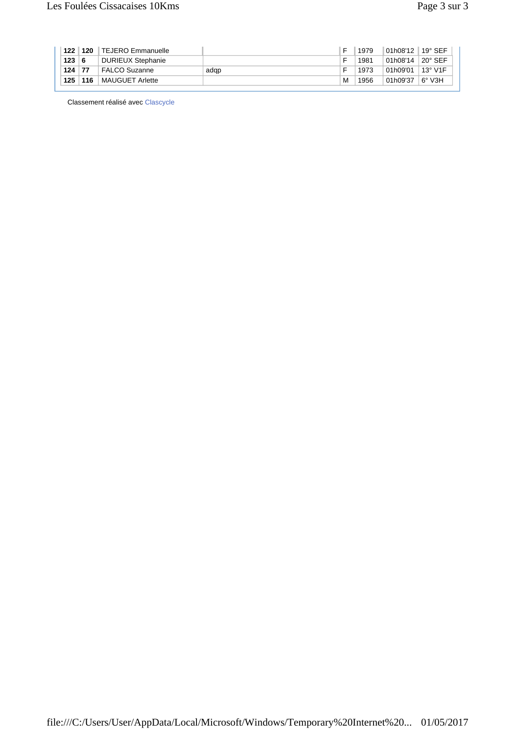| | | | | | | | |
|---|---|---|---|---|---|---|---|
| **122** | **120** | TEJERO Emmanuelle | | F | 1979 | 01h08'12 | 19° SEF |
| **123** | **6** | DURIEUX Stephanie | | F | 1981 | 01h08'14 | 20° SEF |
| **124** | **77** | FALCO Suzanne | adqp | F | 1973 | 01h09'01 | 13° V1F |
| **125** | **116** | MAUGUET Arlette | | M | 1956 | 01h09'37 | 6° V3H |

Classement réalisé avec Clascycle